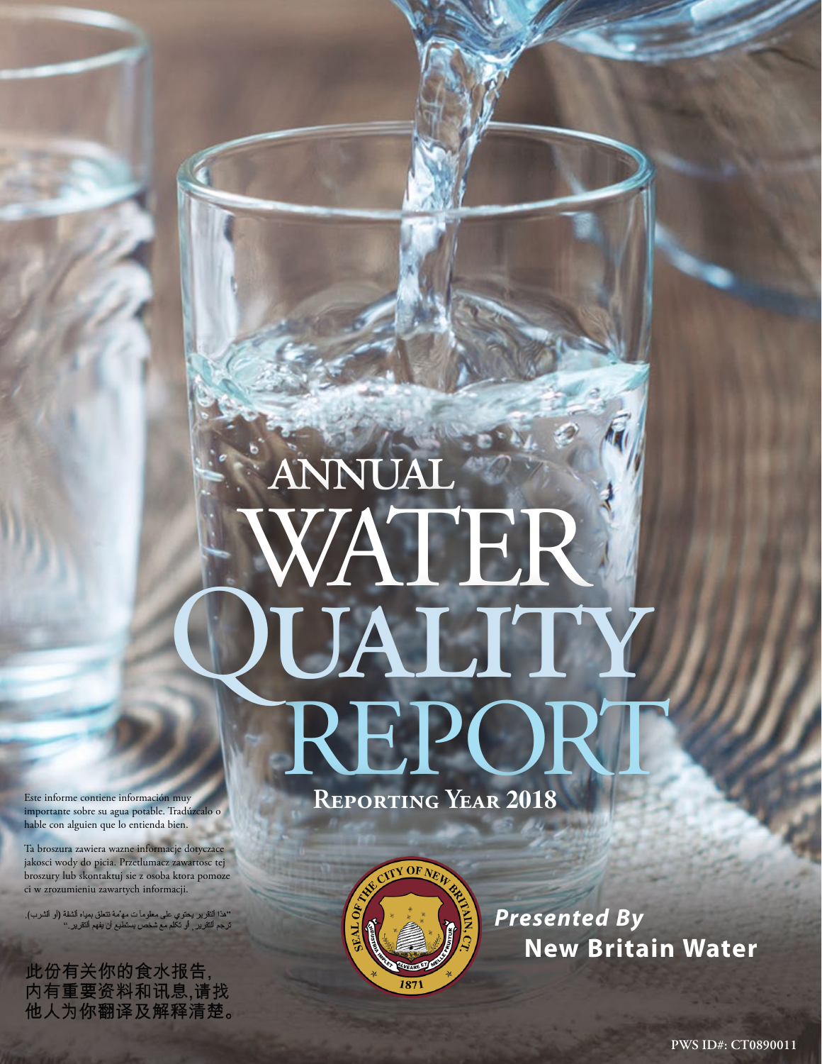# ANNUAL WATER QUALITY REPORT

## Reporting Year 2018

Este informe contiene información muy importante sobre su agua potable. Tradúzcalo o hable con alguien que lo entienda bien.

Ta broszura zawiera wazne informacje dotyczace jakosci wody do picia. Przetlumacz zawartosc tej broszury lub skontaktuj sie z osoba ktora pomoze ci w zrozumieniu zawartych informacji.

"هذا التقرير يحتوي على معلومات مهمة تتعلق بمياه الشفة (أو الشرب). ترجم التقرير، أو تكلم مع شخص يستطيع أن يفهم التقرير."

此份有关你的食水报告，内有重要资料和讯息，请找他人为你翻译及解释清楚。

SEAL OF THE CITY OF NEW BRITAIN, CT. INDUSTRIA IMPLET ALVEARE ET MELLE FRUITUR 1871

***Presented By***
**New Britain Water**

PWS ID#: CT0890011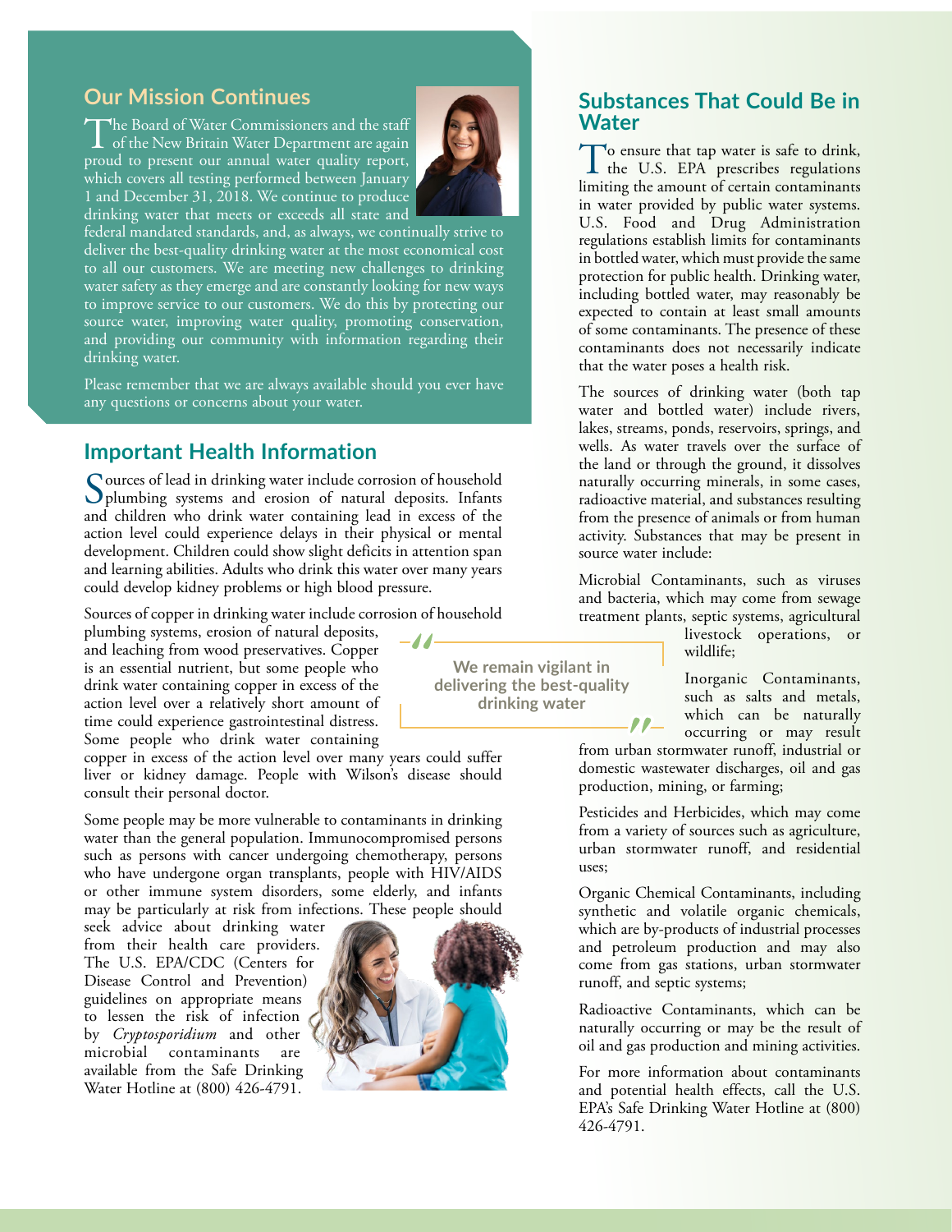## Our Mission Continues

The Board of Water Commissioners and the staff of the New Britain Water Department are again proud to present our annual water quality report, which covers all testing performed between January 1 and December 31, 2018. We continue to produce drinking water that meets or exceeds all state and federal mandated standards, and, as always, we continually strive to deliver the best-quality drinking water at the most economical cost to all our customers. We are meeting new challenges to drinking water safety as they emerge and are constantly looking for new ways to improve service to our customers. We do this by protecting our source water, improving water quality, promoting conservation, and providing our community with information regarding their drinking water.

Please remember that we are always available should you ever have any questions or concerns about your water.

## Important Health Information

Sources of lead in drinking water include corrosion of household plumbing systems and erosion of natural deposits. Infants and children who drink water containing lead in excess of the action level could experience delays in their physical or mental development. Children could show slight deficits in attention span and learning abilities. Adults who drink this water over many years could develop kidney problems or high blood pressure.

Sources of copper in drinking water include corrosion of household plumbing systems, erosion of natural deposits, and leaching from wood preservatives. Copper is an essential nutrient, but some people who drink water containing copper in excess of the action level over a relatively short amount of time could experience gastrointestinal distress. Some people who drink water containing copper in excess of the action level over many years could suffer liver or kidney damage. People with Wilson's disease should consult their personal doctor.

> "We remain vigilant in delivering the best-quality drinking water"

Some people may be more vulnerable to contaminants in drinking water than the general population. Immunocompromised persons such as persons with cancer undergoing chemotherapy, persons who have undergone organ transplants, people with HIV/AIDS or other immune system disorders, some elderly, and infants may be particularly at risk from infections. These people should seek advice about drinking water from their health care providers. The U.S. EPA/CDC (Centers for Disease Control and Prevention) guidelines on appropriate means to lessen the risk of infection by *Cryptosporidium* and other microbial contaminants are available from the Safe Drinking Water Hotline at (800) 426-4791.

## Substances That Could Be in Water

To ensure that tap water is safe to drink, the U.S. EPA prescribes regulations limiting the amount of certain contaminants in water provided by public water systems. U.S. Food and Drug Administration regulations establish limits for contaminants in bottled water, which must provide the same protection for public health. Drinking water, including bottled water, may reasonably be expected to contain at least small amounts of some contaminants. The presence of these contaminants does not necessarily indicate that the water poses a health risk.

The sources of drinking water (both tap water and bottled water) include rivers, lakes, streams, ponds, reservoirs, springs, and wells. As water travels over the surface of the land or through the ground, it dissolves naturally occurring minerals, in some cases, radioactive material, and substances resulting from the presence of animals or from human activity. Substances that may be present in source water include:

Microbial Contaminants, such as viruses and bacteria, which may come from sewage treatment plants, septic systems, agricultural livestock operations, or wildlife;

Inorganic Contaminants, such as salts and metals, which can be naturally occurring or may result from urban stormwater runoff, industrial or domestic wastewater discharges, oil and gas production, mining, or farming;

Pesticides and Herbicides, which may come from a variety of sources such as agriculture, urban stormwater runoff, and residential uses;

Organic Chemical Contaminants, including synthetic and volatile organic chemicals, which are by-products of industrial processes and petroleum production and may also come from gas stations, urban stormwater runoff, and septic systems;

Radioactive Contaminants, which can be naturally occurring or may be the result of oil and gas production and mining activities.

For more information about contaminants and potential health effects, call the U.S. EPA's Safe Drinking Water Hotline at (800) 426-4791.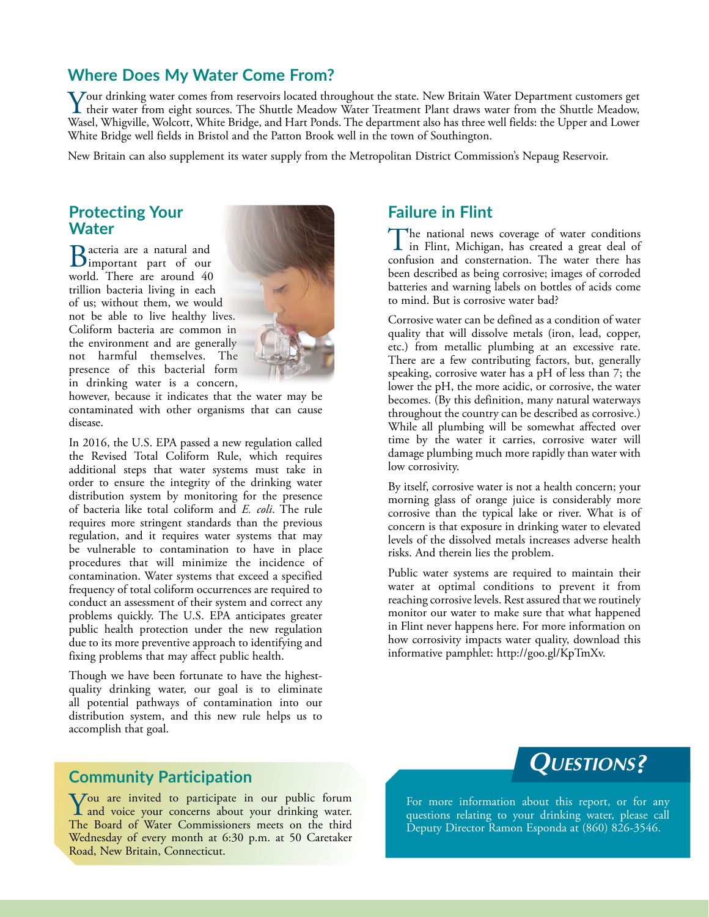## Where Does My Water Come From?

Your drinking water comes from reservoirs located throughout the state. New Britain Water Department customers get their water from eight sources. The Shuttle Meadow Water Treatment Plant draws water from the Shuttle Meadow, Wasel, Whigville, Wolcott, White Bridge, and Hart Ponds. The department also has three well fields: the Upper and Lower White Bridge well fields in Bristol and the Patton Brook well in the town of Southington.

New Britain can also supplement its water supply from the Metropolitan District Commission's Nepaug Reservoir.

## Protecting Your Water

Bacteria are a natural and important part of our world. There are around 40 trillion bacteria living in each of us; without them, we would not be able to live healthy lives. Coliform bacteria are common in the environment and are generally not harmful themselves. The presence of this bacterial form in drinking water is a concern, however, because it indicates that the water may be contaminated with other organisms that can cause disease.

In 2016, the U.S. EPA passed a new regulation called the Revised Total Coliform Rule, which requires additional steps that water systems must take in order to ensure the integrity of the drinking water distribution system by monitoring for the presence of bacteria like total coliform and *E. coli*. The rule requires more stringent standards than the previous regulation, and it requires water systems that may be vulnerable to contamination to have in place procedures that will minimize the incidence of contamination. Water systems that exceed a specified frequency of total coliform occurrences are required to conduct an assessment of their system and correct any problems quickly. The U.S. EPA anticipates greater public health protection under the new regulation due to its more preventive approach to identifying and fixing problems that may affect public health.

Though we have been fortunate to have the highest-quality drinking water, our goal is to eliminate all potential pathways of contamination into our distribution system, and this new rule helps us to accomplish that goal.

## Failure in Flint

The national news coverage of water conditions in Flint, Michigan, has created a great deal of confusion and consternation. The water there has been described as being corrosive; images of corroded batteries and warning labels on bottles of acids come to mind. But is corrosive water bad?

Corrosive water can be defined as a condition of water quality that will dissolve metals (iron, lead, copper, etc.) from metallic plumbing at an excessive rate. There are a few contributing factors, but, generally speaking, corrosive water has a pH of less than 7; the lower the pH, the more acidic, or corrosive, the water becomes. (By this definition, many natural waterways throughout the country can be described as corrosive.) While all plumbing will be somewhat affected over time by the water it carries, corrosive water will damage plumbing much more rapidly than water with low corrosivity.

By itself, corrosive water is not a health concern; your morning glass of orange juice is considerably more corrosive than the typical lake or river. What is of concern is that exposure in drinking water to elevated levels of the dissolved metals increases adverse health risks. And therein lies the problem.

Public water systems are required to maintain their water at optimal conditions to prevent it from reaching corrosive levels. Rest assured that we routinely monitor our water to make sure that what happened in Flint never happens here. For more information on how corrosivity impacts water quality, download this informative pamphlet: http://goo.gl/KpTmXv.

## Community Participation

You are invited to participate in our public forum and voice your concerns about your drinking water. The Board of Water Commissioners meets on the third Wednesday of every month at 6:30 p.m. at 50 Caretaker Road, New Britain, Connecticut.

## Questions?

For more information about this report, or for any questions relating to your drinking water, please call Deputy Director Ramon Esponda at (860) 826-3546.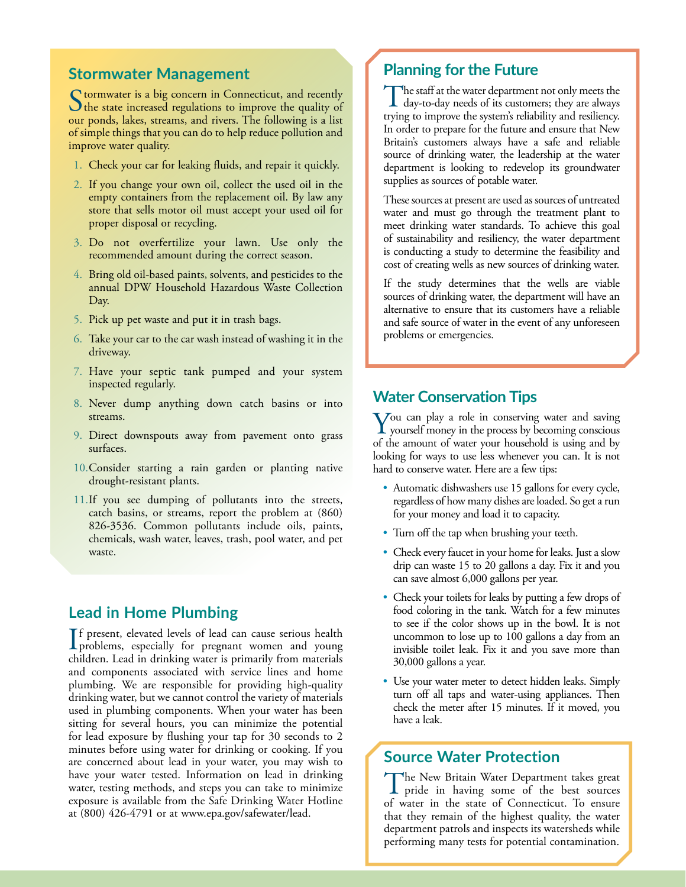## Stormwater Management

Stormwater is a big concern in Connecticut, and recently the state increased regulations to improve the quality of our ponds, lakes, streams, and rivers. The following is a list of simple things that you can do to help reduce pollution and improve water quality.

1. Check your car for leaking fluids, and repair it quickly.
2. If you change your own oil, collect the used oil in the empty containers from the replacement oil. By law any store that sells motor oil must accept your used oil for proper disposal or recycling.
3. Do not overfertilize your lawn. Use only the recommended amount during the correct season.
4. Bring old oil-based paints, solvents, and pesticides to the annual DPW Household Hazardous Waste Collection Day.
5. Pick up pet waste and put it in trash bags.
6. Take your car to the car wash instead of washing it in the driveway.
7. Have your septic tank pumped and your system inspected regularly.
8. Never dump anything down catch basins or into streams.
9. Direct downspouts away from pavement onto grass surfaces.
10. Consider starting a rain garden or planting native drought-resistant plants.
11. If you see dumping of pollutants into the streets, catch basins, or streams, report the problem at (860) 826-3536. Common pollutants include oils, paints, chemicals, wash water, leaves, trash, pool water, and pet waste.

## Lead in Home Plumbing

If present, elevated levels of lead can cause serious health problems, especially for pregnant women and young children. Lead in drinking water is primarily from materials and components associated with service lines and home plumbing. We are responsible for providing high-quality drinking water, but we cannot control the variety of materials used in plumbing components. When your water has been sitting for several hours, you can minimize the potential for lead exposure by flushing your tap for 30 seconds to 2 minutes before using water for drinking or cooking. If you are concerned about lead in your water, you may wish to have your water tested. Information on lead in drinking water, testing methods, and steps you can take to minimize exposure is available from the Safe Drinking Water Hotline at (800) 426-4791 or at www.epa.gov/safewater/lead.

## Planning for the Future

The staff at the water department not only meets the day-to-day needs of its customers; they are always trying to improve the system's reliability and resiliency. In order to prepare for the future and ensure that New Britain's customers always have a safe and reliable source of drinking water, the leadership at the water department is looking to redevelop its groundwater supplies as sources of potable water.

These sources at present are used as sources of untreated water and must go through the treatment plant to meet drinking water standards. To achieve this goal of sustainability and resiliency, the water department is conducting a study to determine the feasibility and cost of creating wells as new sources of drinking water.

If the study determines that the wells are viable sources of drinking water, the department will have an alternative to ensure that its customers have a reliable and safe source of water in the event of any unforeseen problems or emergencies.

## Water Conservation Tips

You can play a role in conserving water and saving yourself money in the process by becoming conscious of the amount of water your household is using and by looking for ways to use less whenever you can. It is not hard to conserve water. Here are a few tips:

- Automatic dishwashers use 15 gallons for every cycle, regardless of how many dishes are loaded. So get a run for your money and load it to capacity.
- Turn off the tap when brushing your teeth.
- Check every faucet in your home for leaks. Just a slow drip can waste 15 to 20 gallons a day. Fix it and you can save almost 6,000 gallons per year.
- Check your toilets for leaks by putting a few drops of food coloring in the tank. Watch for a few minutes to see if the color shows up in the bowl. It is not uncommon to lose up to 100 gallons a day from an invisible toilet leak. Fix it and you save more than 30,000 gallons a year.
- Use your water meter to detect hidden leaks. Simply turn off all taps and water-using appliances. Then check the meter after 15 minutes. If it moved, you have a leak.

## Source Water Protection

The New Britain Water Department takes great pride in having some of the best sources of water in the state of Connecticut. To ensure that they remain of the highest quality, the water department patrols and inspects its watersheds while performing many tests for potential contamination.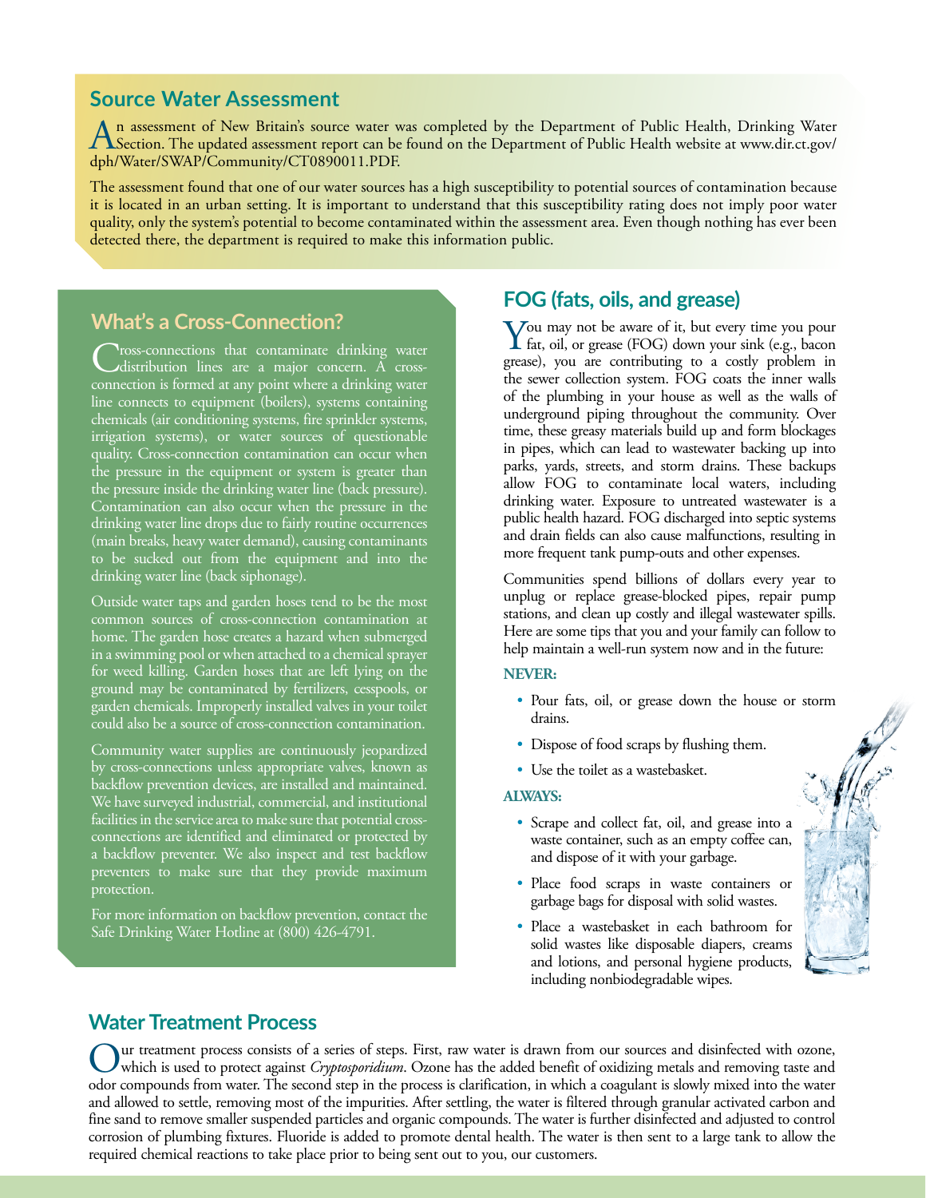## Source Water Assessment

An assessment of New Britain's source water was completed by the Department of Public Health, Drinking Water Section. The updated assessment report can be found on the Department of Public Health website at www.dir.ct.gov/dph/Water/SWAP/Community/CT0890011.PDF.

The assessment found that one of our water sources has a high susceptibility to potential sources of contamination because it is located in an urban setting. It is important to understand that this susceptibility rating does not imply poor water quality, only the system's potential to become contaminated within the assessment area. Even though nothing has ever been detected there, the department is required to make this information public.

## What's a Cross-Connection?

Cross-connections that contaminate drinking water distribution lines are a major concern. A cross-connection is formed at any point where a drinking water line connects to equipment (boilers), systems containing chemicals (air conditioning systems, fire sprinkler systems, irrigation systems), or water sources of questionable quality. Cross-connection contamination can occur when the pressure in the equipment or system is greater than the pressure inside the drinking water line (back pressure). Contamination can also occur when the pressure in the drinking water line drops due to fairly routine occurrences (main breaks, heavy water demand), causing contaminants to be sucked out from the equipment and into the drinking water line (back siphonage).

Outside water taps and garden hoses tend to be the most common sources of cross-connection contamination at home. The garden hose creates a hazard when submerged in a swimming pool or when attached to a chemical sprayer for weed killing. Garden hoses that are left lying on the ground may be contaminated by fertilizers, cesspools, or garden chemicals. Improperly installed valves in your toilet could also be a source of cross-connection contamination.

Community water supplies are continuously jeopardized by cross-connections unless appropriate valves, known as backflow prevention devices, are installed and maintained. We have surveyed industrial, commercial, and institutional facilities in the service area to make sure that potential cross-connections are identified and eliminated or protected by a backflow preventer. We also inspect and test backflow preventers to make sure that they provide maximum protection.

For more information on backflow prevention, contact the Safe Drinking Water Hotline at (800) 426-4791.

## FOG (fats, oils, and grease)

You may not be aware of it, but every time you pour fat, oil, or grease (FOG) down your sink (e.g., bacon grease), you are contributing to a costly problem in the sewer collection system. FOG coats the inner walls of the plumbing in your house as well as the walls of underground piping throughout the community. Over time, these greasy materials build up and form blockages in pipes, which can lead to wastewater backing up into parks, yards, streets, and storm drains. These backups allow FOG to contaminate local waters, including drinking water. Exposure to untreated wastewater is a public health hazard. FOG discharged into septic systems and drain fields can also cause malfunctions, resulting in more frequent tank pump-outs and other expenses.

Communities spend billions of dollars every year to unplug or replace grease-blocked pipes, repair pump stations, and clean up costly and illegal wastewater spills. Here are some tips that you and your family can follow to help maintain a well-run system now and in the future:

**NEVER:**

- Pour fats, oil, or grease down the house or storm drains.
- Dispose of food scraps by flushing them.
- Use the toilet as a wastebasket.

**ALWAYS:**

- Scrape and collect fat, oil, and grease into a waste container, such as an empty coffee can, and dispose of it with your garbage.
- Place food scraps in waste containers or garbage bags for disposal with solid wastes.
- Place a wastebasket in each bathroom for solid wastes like disposable diapers, creams and lotions, and personal hygiene products, including nonbiodegradable wipes.

## Water Treatment Process

Our treatment process consists of a series of steps. First, raw water is drawn from our sources and disinfected with ozone, which is used to protect against *Cryptosporidium*. Ozone has the added benefit of oxidizing metals and removing taste and odor compounds from water. The second step in the process is clarification, in which a coagulant is slowly mixed into the water and allowed to settle, removing most of the impurities. After settling, the water is filtered through granular activated carbon and fine sand to remove smaller suspended particles and organic compounds. The water is further disinfected and adjusted to control corrosion of plumbing fixtures. Fluoride is added to promote dental health. The water is then sent to a large tank to allow the required chemical reactions to take place prior to being sent out to you, our customers.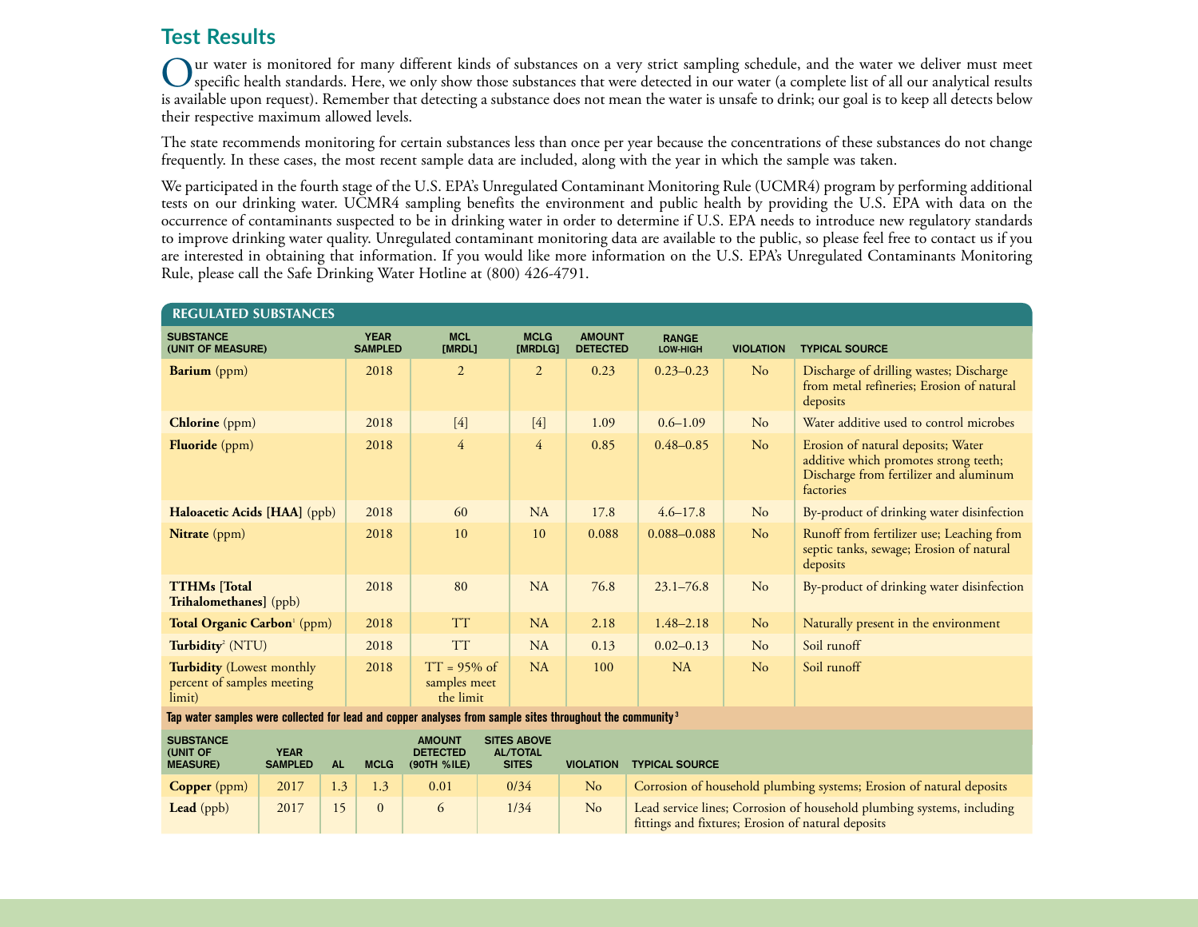## Test Results

Our water is monitored for many different kinds of substances on a very strict sampling schedule, and the water we deliver must meet specific health standards. Here, we only show those substances that were detected in our water (a complete list of all our analytical results is available upon request). Remember that detecting a substance does not mean the water is unsafe to drink; our goal is to keep all detects below their respective maximum allowed levels.

The state recommends monitoring for certain substances less than once per year because the concentrations of these substances do not change frequently. In these cases, the most recent sample data are included, along with the year in which the sample was taken.

We participated in the fourth stage of the U.S. EPA's Unregulated Contaminant Monitoring Rule (UCMR4) program by performing additional tests on our drinking water. UCMR4 sampling benefits the environment and public health by providing the U.S. EPA with data on the occurrence of contaminants suspected to be in drinking water in order to determine if U.S. EPA needs to introduce new regulatory standards to improve drinking water quality. Unregulated contaminant monitoring data are available to the public, so please feel free to contact us if you are interested in obtaining that information. If you would like more information on the U.S. EPA's Unregulated Contaminants Monitoring Rule, please call the Safe Drinking Water Hotline at (800) 426-4791.

### REGULATED SUBSTANCES

| SUBSTANCE (UNIT OF MEASURE) | YEAR SAMPLED | MCL [MRDL] | MCLG [MRDLG] | AMOUNT DETECTED | RANGE LOW-HIGH | VIOLATION | TYPICAL SOURCE |
|---|---|---|---|---|---|---|---|
| **Barium** (ppm) | 2018 | 2 | 2 | 0.23 | 0.23–0.23 | No | Discharge of drilling wastes; Discharge from metal refineries; Erosion of natural deposits |
| **Chlorine** (ppm) | 2018 | [4] | [4] | 1.09 | 0.6–1.09 | No | Water additive used to control microbes |
| **Fluoride** (ppm) | 2018 | 4 | 4 | 0.85 | 0.48–0.85 | No | Erosion of natural deposits; Water additive which promotes strong teeth; Discharge from fertilizer and aluminum factories |
| **Haloacetic Acids [HAA]** (ppb) | 2018 | 60 | NA | 17.8 | 4.6–17.8 | No | By-product of drinking water disinfection |
| **Nitrate** (ppm) | 2018 | 10 | 10 | 0.088 | 0.088–0.088 | No | Runoff from fertilizer use; Leaching from septic tanks, sewage; Erosion of natural deposits |
| **TTHMs [Total Trihalomethanes]** (ppb) | 2018 | 80 | NA | 76.8 | 23.1–76.8 | No | By-product of drinking water disinfection |
| **Total Organic Carbon**[1] (ppm) | 2018 | TT | NA | 2.18 | 1.48–2.18 | No | Naturally present in the environment |
| **Turbidity**[2] (NTU) | 2018 | TT | NA | 0.13 | 0.02–0.13 | No | Soil runoff |
| **Turbidity** (Lowest monthly percent of samples meeting limit) | 2018 | TT = 95% of samples meet the limit | NA | 100 | NA | No | Soil runoff |

**Tap water samples were collected for lead and copper analyses from sample sites throughout the community**[3]

| SUBSTANCE (UNIT OF MEASURE) | YEAR SAMPLED | AL | MCLG | AMOUNT DETECTED (90TH %ILE) | SITES ABOVE AL/TOTAL SITES | VIOLATION | TYPICAL SOURCE |
|---|---|---|---|---|---|---|---|
| **Copper** (ppm) | 2017 | 1.3 | 1.3 | 0.01 | 0/34 | No | Corrosion of household plumbing systems; Erosion of natural deposits |
| **Lead** (ppb) | 2017 | 15 | 0 | 6 | 1/34 | No | Lead service lines; Corrosion of household plumbing systems, including fittings and fixtures; Erosion of natural deposits |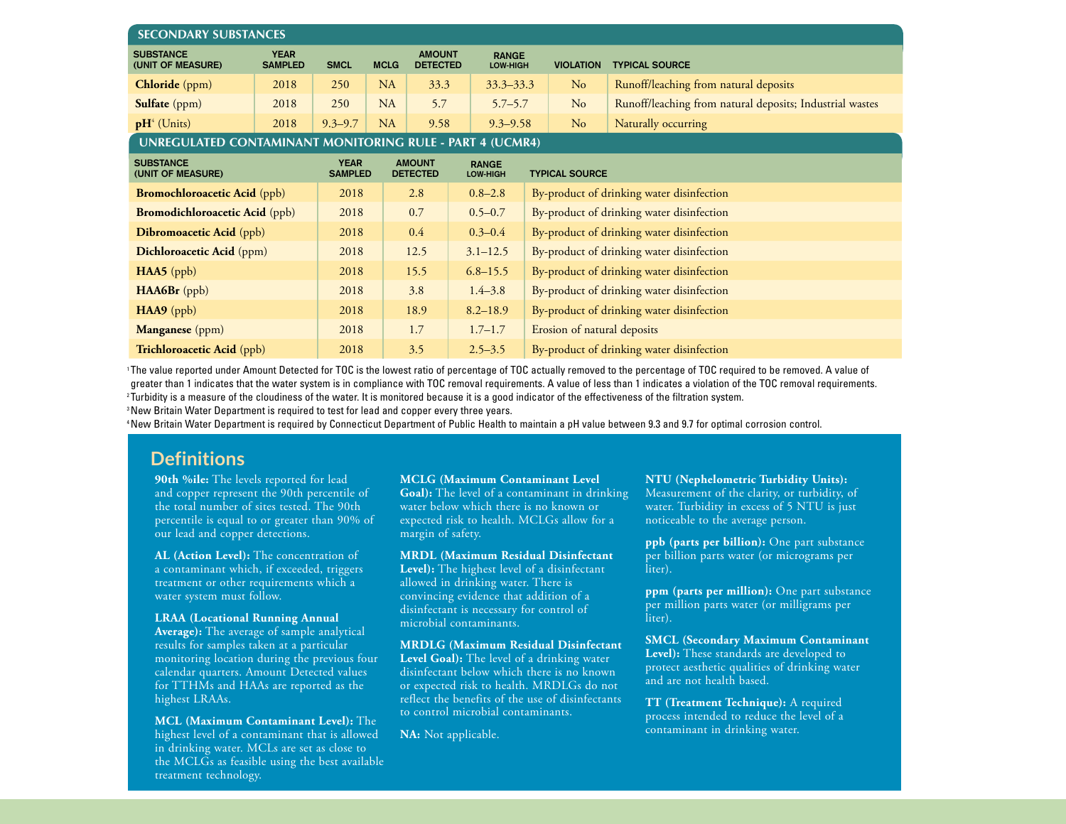## SECONDARY SUBSTANCES

| SUBSTANCE (UNIT OF MEASURE) | YEAR SAMPLED | SMCL | MCLG | AMOUNT DETECTED | RANGE LOW-HIGH | VIOLATION | TYPICAL SOURCE |
|---|---|---|---|---|---|---|---|
| **Chloride** (ppm) | 2018 | 250 | NA | 33.3 | 33.3–33.3 | No | Runoff/leaching from natural deposits |
| **Sulfate** (ppm) | 2018 | 250 | NA | 5.7 | 5.7–5.7 | No | Runoff/leaching from natural deposits; Industrial wastes |
| **pH**[4] (Units) | 2018 | 9.3–9.7 | NA | 9.58 | 9.3–9.58 | No | Naturally occurring |

## UNREGULATED CONTAMINANT MONITORING RULE - PART 4 (UCMR4)

| SUBSTANCE (UNIT OF MEASURE) | YEAR SAMPLED | AMOUNT DETECTED | RANGE LOW-HIGH | TYPICAL SOURCE |
|---|---|---|---|---|
| **Bromochloroacetic Acid** (ppb) | 2018 | 2.8 | 0.8–2.8 | By-product of drinking water disinfection |
| **Bromodichloroacetic Acid** (ppb) | 2018 | 0.7 | 0.5–0.7 | By-product of drinking water disinfection |
| **Dibromoacetic Acid** (ppb) | 2018 | 0.4 | 0.3–0.4 | By-product of drinking water disinfection |
| **Dichloroacetic Acid** (ppm) | 2018 | 12.5 | 3.1–12.5 | By-product of drinking water disinfection |
| **HAA5** (ppb) | 2018 | 15.5 | 6.8–15.5 | By-product of drinking water disinfection |
| **HAA6Br** (ppb) | 2018 | 3.8 | 1.4–3.8 | By-product of drinking water disinfection |
| **HAA9** (ppb) | 2018 | 18.9 | 8.2–18.9 | By-product of drinking water disinfection |
| **Manganese** (ppm) | 2018 | 1.7 | 1.7–1.7 | Erosion of natural deposits |
| **Trichloroacetic Acid** (ppb) | 2018 | 3.5 | 2.5–3.5 | By-product of drinking water disinfection |

[1] The value reported under Amount Detected for TOC is the lowest ratio of percentage of TOC actually removed to the percentage of TOC required to be removed. A value of greater than 1 indicates that the water system is in compliance with TOC removal requirements. A value of less than 1 indicates a violation of the TOC removal requirements.

[2] Turbidity is a measure of the cloudiness of the water. It is monitored because it is a good indicator of the effectiveness of the filtration system.

[3] New Britain Water Department is required to test for lead and copper every three years.

[4] New Britain Water Department is required by Connecticut Department of Public Health to maintain a pH value between 9.3 and 9.7 for optimal corrosion control.

## Definitions

**90th %ile:** The levels reported for lead and copper represent the 90th percentile of the total number of sites tested. The 90th percentile is equal to or greater than 90% of our lead and copper detections.

**AL (Action Level):** The concentration of a contaminant which, if exceeded, triggers treatment or other requirements which a water system must follow.

**LRAA (Locational Running Annual Average):** The average of sample analytical results for samples taken at a particular monitoring location during the previous four calendar quarters. Amount Detected values for TTHMs and HAAs are reported as the highest LRAAs.

**MCL (Maximum Contaminant Level):** The highest level of a contaminant that is allowed in drinking water. MCLs are set as close to the MCLGs as feasible using the best available treatment technology.

**MCLG (Maximum Contaminant Level Goal):** The level of a contaminant in drinking water below which there is no known or expected risk to health. MCLGs allow for a margin of safety.

**MRDL (Maximum Residual Disinfectant Level):** The highest level of a disinfectant allowed in drinking water. There is convincing evidence that addition of a disinfectant is necessary for control of microbial contaminants.

**MRDLG (Maximum Residual Disinfectant Level Goal):** The level of a drinking water disinfectant below which there is no known or expected risk to health. MRDLGs do not reflect the benefits of the use of disinfectants to control microbial contaminants.

**NA:** Not applicable.

**NTU (Nephelometric Turbidity Units):** Measurement of the clarity, or turbidity, of water. Turbidity in excess of 5 NTU is just noticeable to the average person.

**ppb (parts per billion):** One part substance per billion parts water (or micrograms per liter).

**ppm (parts per million):** One part substance per million parts water (or milligrams per liter).

**SMCL (Secondary Maximum Contaminant Level):** These standards are developed to protect aesthetic qualities of drinking water and are not health based.

**TT (Treatment Technique):** A required process intended to reduce the level of a contaminant in drinking water.